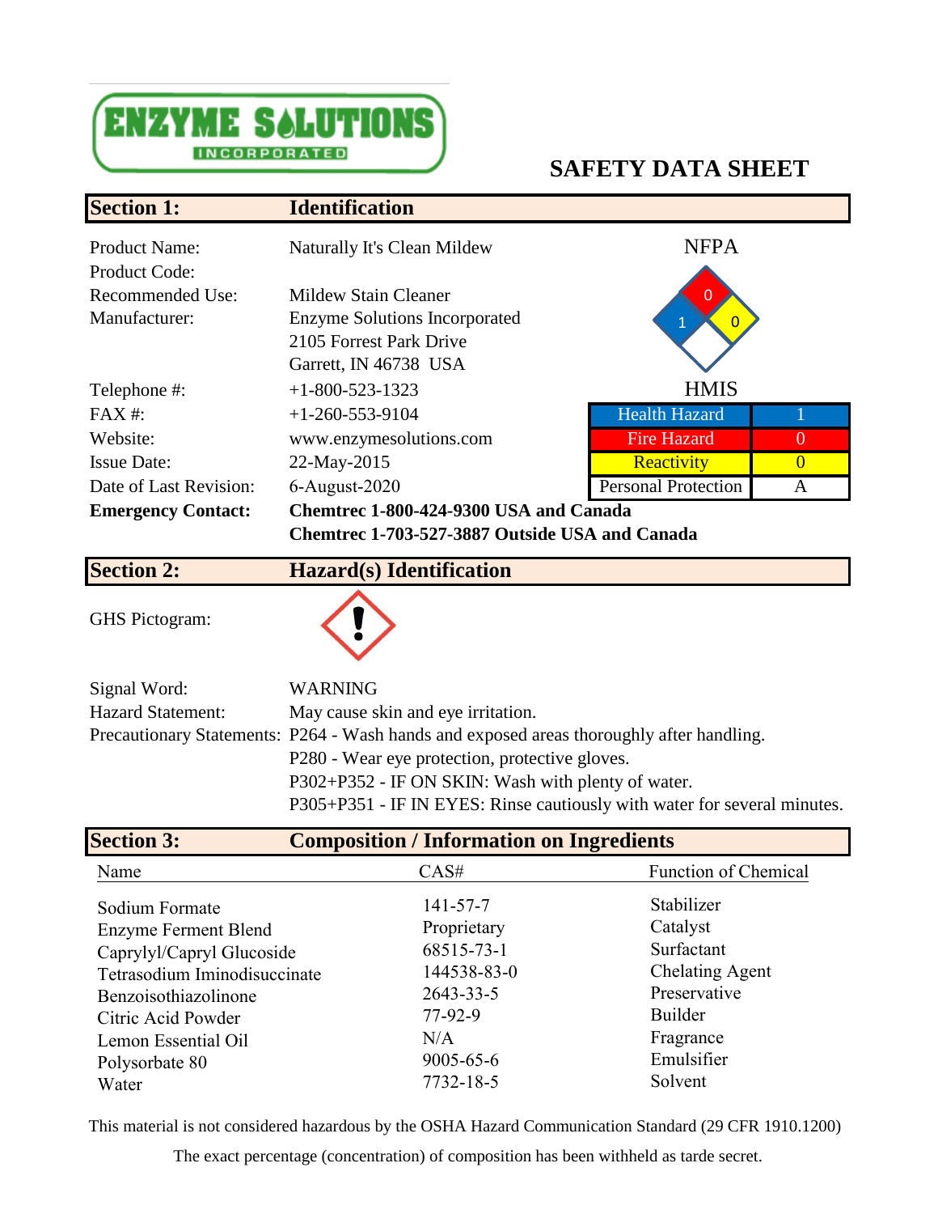ENZYME SOLUTIONS INCORPORATED

# SAFETY DATA SHEET

## Section 1: Identification

| | |
|---|---|
| Product Name: | Naturally It's Clean Mildew |
| Product Code: | |
| Recommended Use: | Mildew Stain Cleaner |
| Manufacturer: | Enzyme Solutions Incorporated<br>2105 Forrest Park Drive<br>Garrett, IN 46738 USA |
| Telephone #: | +1-800-523-1323 |
| FAX #: | +1-260-553-9104 |
| Website: | www.enzymesolutions.com |
| Issue Date: | 22-May-2015 |
| Date of Last Revision: | 6-August-2020 |
| **Emergency Contact:** | **Chemtrec 1-800-424-9300 USA and Canada**<br>**Chemtrec 1-703-527-3887 Outside USA and Canada** |

NFPA: Health 1, Fire 0, Reactivity 0

HMIS

| | |
|---|---|
| Health Hazard | 1 |
| Fire Hazard | 0 |
| Reactivity | 0 |
| Personal Protection | A |

## Section 2: Hazard(s) Identification

GHS Pictogram: (exclamation mark)

Signal Word: WARNING

Hazard Statement: May cause skin and eye irritation.

Precautionary Statements:
- P264 - Wash hands and exposed areas thoroughly after handling.
- P280 - Wear eye protection, protective gloves.
- P302+P352 - IF ON SKIN: Wash with plenty of water.
- P305+P351 - IF IN EYES: Rinse cautiously with water for several minutes.

## Section 3: Composition / Information on Ingredients

| Name | CAS# | Function of Chemical |
|---|---|---|
| Sodium Formate | 141-57-7 | Stabilizer |
| Enzyme Ferment Blend | Proprietary | Catalyst |
| Caprylyl/Capryl Glucoside | 68515-73-1 | Surfactant |
| Tetrasodium Iminodisuccinate | 144538-83-0 | Chelating Agent |
| Benzoisothiazolinone | 2643-33-5 | Preservative |
| Citric Acid Powder | 77-92-9 | Builder |
| Lemon Essential Oil | N/A | Fragrance |
| Polysorbate 80 | 9005-65-6 | Emulsifier |
| Water | 7732-18-5 | Solvent |

This material is not considered hazardous by the OSHA Hazard Communication Standard (29 CFR 1910.1200)

The exact percentage (concentration) of composition has been withheld as tarde secret.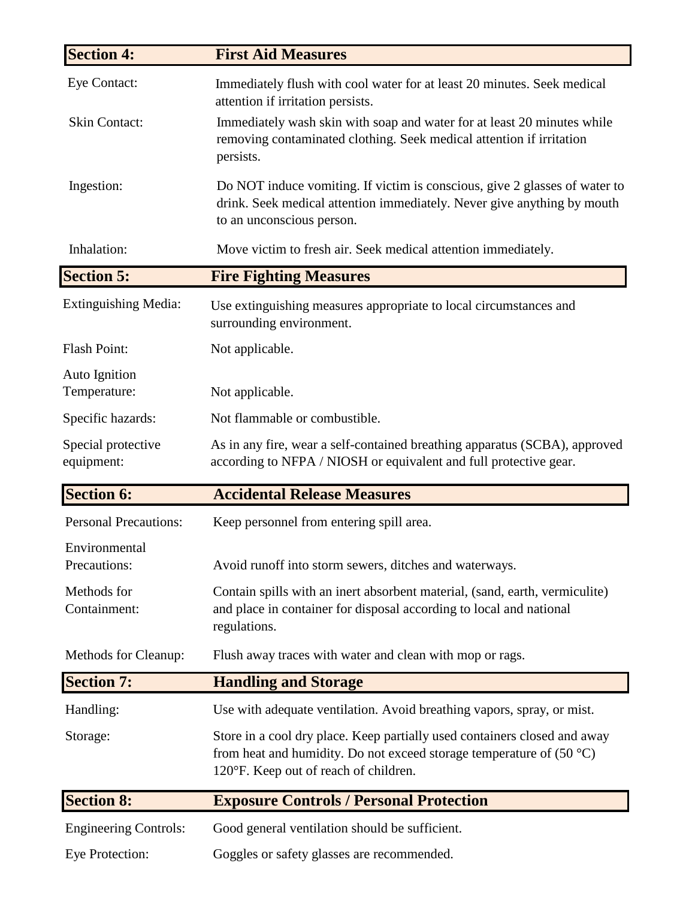## Section 4: First Aid Measures

| | |
|---|---|
| Eye Contact: | Immediately flush with cool water for at least 20 minutes. Seek medical attention if irritation persists. |
| Skin Contact: | Immediately wash skin with soap and water for at least 20 minutes while removing contaminated clothing. Seek medical attention if irritation persists. |
| Ingestion: | Do NOT induce vomiting. If victim is conscious, give 2 glasses of water to drink. Seek medical attention immediately. Never give anything by mouth to an unconscious person. |
| Inhalation: | Move victim to fresh air. Seek medical attention immediately. |

## Section 5: Fire Fighting Measures

| | |
|---|---|
| Extinguishing Media: | Use extinguishing measures appropriate to local circumstances and surrounding environment. |
| Flash Point: | Not applicable. |
| Auto Ignition Temperature: | Not applicable. |
| Specific hazards: | Not flammable or combustible. |
| Special protective equipment: | As in any fire, wear a self-contained breathing apparatus (SCBA), approved according to NFPA / NIOSH or equivalent and full protective gear. |

## Section 6: Accidental Release Measures

| | |
|---|---|
| Personal Precautions: | Keep personnel from entering spill area. |
| Environmental Precautions: | Avoid runoff into storm sewers, ditches and waterways. |
| Methods for Containment: | Contain spills with an inert absorbent material, (sand, earth, vermiculite) and place in container for disposal according to local and national regulations. |
| Methods for Cleanup: | Flush away traces with water and clean with mop or rags. |

## Section 7: Handling and Storage

| | |
|---|---|
| Handling: | Use with adequate ventilation. Avoid breathing vapors, spray, or mist. |
| Storage: | Store in a cool dry place. Keep partially used containers closed and away from heat and humidity. Do not exceed storage temperature of (50 °C) 120°F. Keep out of reach of children. |

## Section 8: Exposure Controls / Personal Protection

| | |
|---|---|
| Engineering Controls: | Good general ventilation should be sufficient. |
| Eye Protection: | Goggles or safety glasses are recommended. |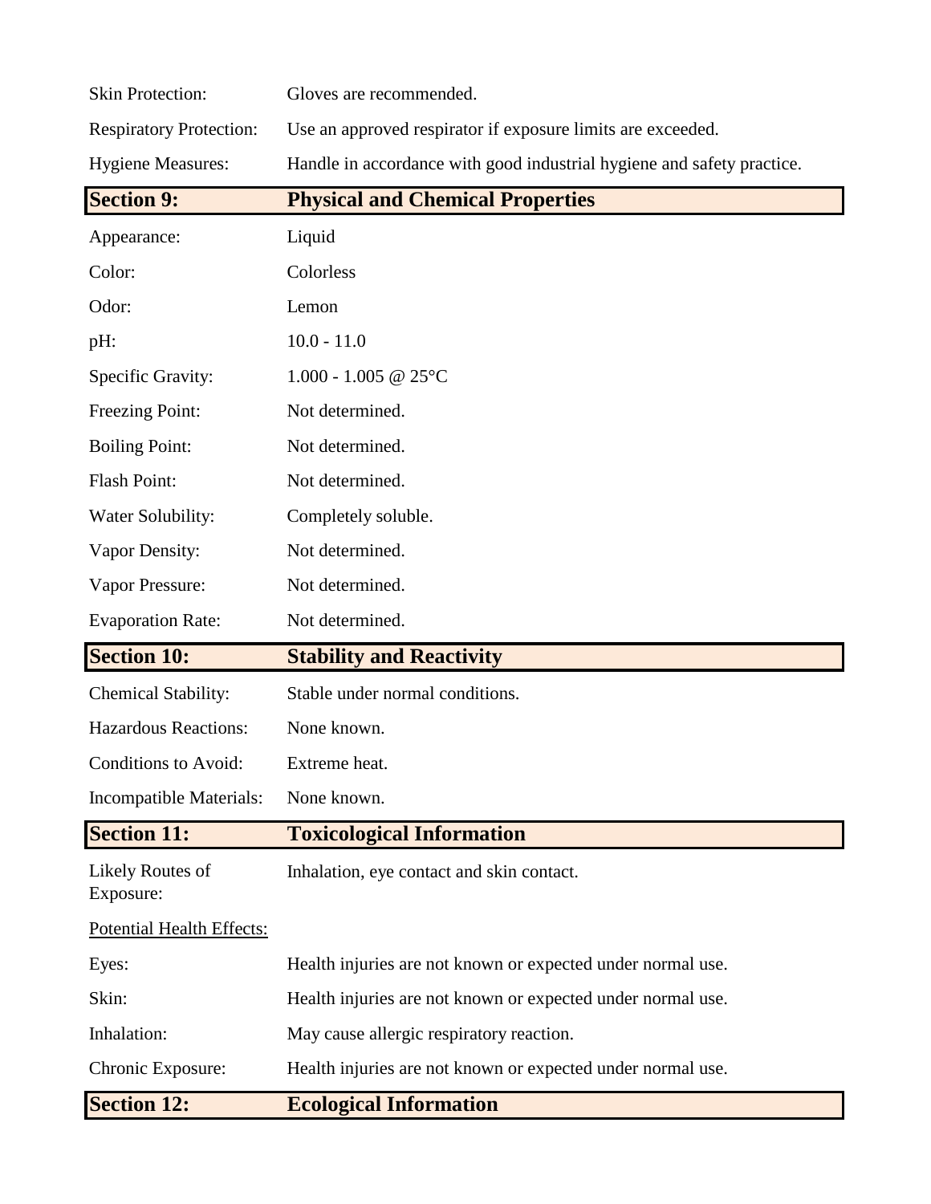Skin Protection: Gloves are recommended.

Respiratory Protection: Use an approved respirator if exposure limits are exceeded.

Hygiene Measures: Handle in accordance with good industrial hygiene and safety practice.

## Section 9: Physical and Chemical Properties

| | |
|---|---|
| Appearance: | Liquid |
| Color: | Colorless |
| Odor: | Lemon |
| pH: | 10.0 - 11.0 |
| Specific Gravity: | 1.000 - 1.005 @ 25°C |
| Freezing Point: | Not determined. |
| Boiling Point: | Not determined. |
| Flash Point: | Not determined. |
| Water Solubility: | Completely soluble. |
| Vapor Density: | Not determined. |
| Vapor Pressure: | Not determined. |
| Evaporation Rate: | Not determined. |

## Section 10: Stability and Reactivity

| | |
|---|---|
| Chemical Stability: | Stable under normal conditions. |
| Hazardous Reactions: | None known. |
| Conditions to Avoid: | Extreme heat. |
| Incompatible Materials: | None known. |

## Section 11: Toxicological Information

Likely Routes of Exposure: Inhalation, eye contact and skin contact.

Potential Health Effects:

| | |
|---|---|
| Eyes: | Health injuries are not known or expected under normal use. |
| Skin: | Health injuries are not known or expected under normal use. |
| Inhalation: | May cause allergic respiratory reaction. |
| Chronic Exposure: | Health injuries are not known or expected under normal use. |

## Section 12: Ecological Information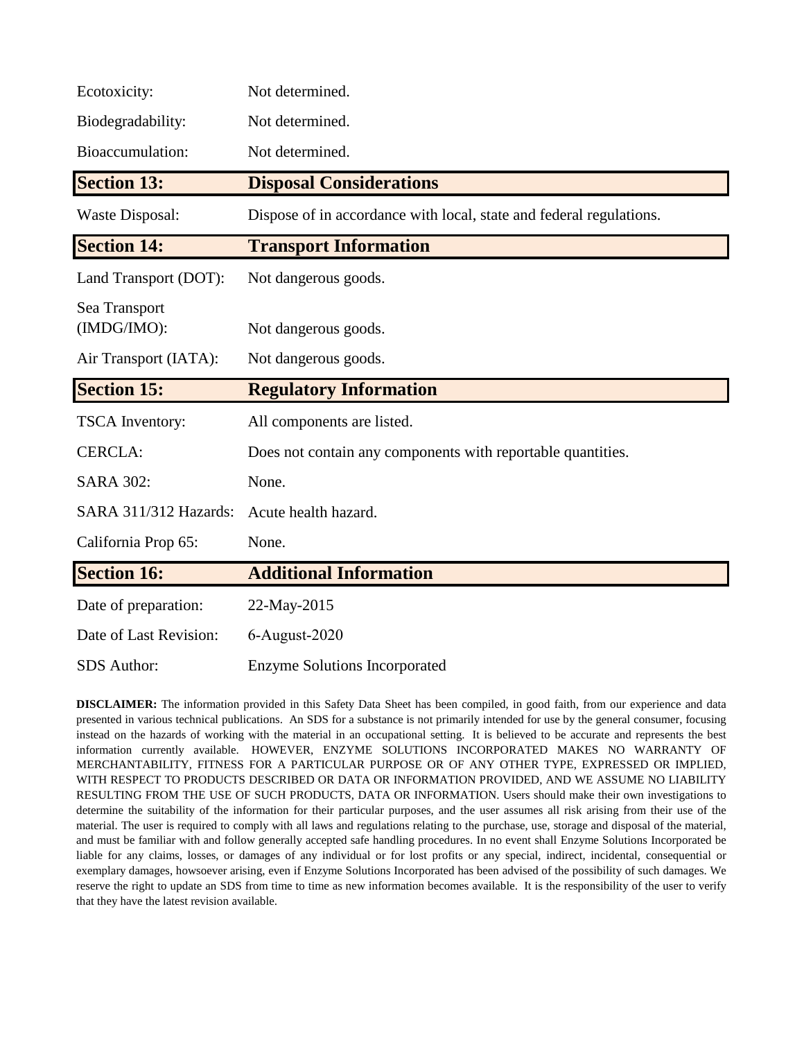Ecotoxicity: Not determined.

Biodegradability: Not determined.

Bioaccumulation: Not determined.

## Section 13: Disposal Considerations

Waste Disposal: Dispose of in accordance with local, state and federal regulations.

## Section 14: Transport Information

Land Transport (DOT): Not dangerous goods.

Sea Transport (IMDG/IMO): Not dangerous goods.

Air Transport (IATA): Not dangerous goods.

## Section 15: Regulatory Information

TSCA Inventory: All components are listed.

CERCLA: Does not contain any components with reportable quantities.

SARA 302: None.

SARA 311/312 Hazards: Acute health hazard.

California Prop 65: None.

## Section 16: Additional Information

Date of preparation: 22-May-2015

Date of Last Revision: 6-August-2020

SDS Author: Enzyme Solutions Incorporated

**DISCLAIMER:** The information provided in this Safety Data Sheet has been compiled, in good faith, from our experience and data presented in various technical publications. An SDS for a substance is not primarily intended for use by the general consumer, focusing instead on the hazards of working with the material in an occupational setting. It is believed to be accurate and represents the best information currently available. HOWEVER, ENZYME SOLUTIONS INCORPORATED MAKES NO WARRANTY OF MERCHANTABILITY, FITNESS FOR A PARTICULAR PURPOSE OR OF ANY OTHER TYPE, EXPRESSED OR IMPLIED, WITH RESPECT TO PRODUCTS DESCRIBED OR DATA OR INFORMATION PROVIDED, AND WE ASSUME NO LIABILITY RESULTING FROM THE USE OF SUCH PRODUCTS, DATA OR INFORMATION. Users should make their own investigations to determine the suitability of the information for their particular purposes, and the user assumes all risk arising from their use of the material. The user is required to comply with all laws and regulations relating to the purchase, use, storage and disposal of the material, and must be familiar with and follow generally accepted safe handling procedures. In no event shall Enzyme Solutions Incorporated be liable for any claims, losses, or damages of any individual or for lost profits or any special, indirect, incidental, consequential or exemplary damages, howsoever arising, even if Enzyme Solutions Incorporated has been advised of the possibility of such damages. We reserve the right to update an SDS from time to time as new information becomes available. It is the responsibility of the user to verify that they have the latest revision available.